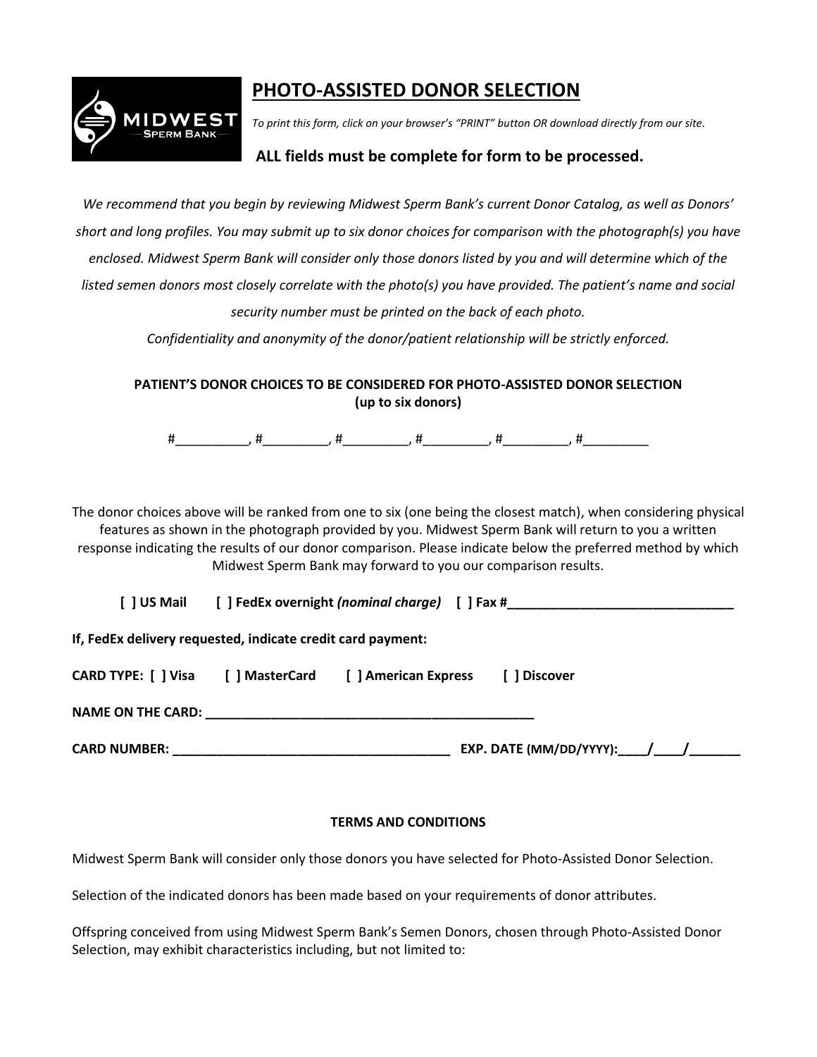# PHOTO-ASSISTED DONOR SELECTION

*To print this form, click on your browser's "PRINT" button OR download directly from our site.*

**ALL fields must be complete for form to be processed.**

*We recommend that you begin by reviewing Midwest Sperm Bank's current Donor Catalog, as well as Donors' short and long profiles. You may submit up to six donor choices for comparison with the photograph(s) you have enclosed. Midwest Sperm Bank will consider only those donors listed by you and will determine which of the listed semen donors most closely correlate with the photo(s) you have provided. The patient's name and social security number must be printed on the back of each photo.*

*Confidentiality and anonymity of the donor/patient relationship will be strictly enforced.*

**PATIENT'S DONOR CHOICES TO BE CONSIDERED FOR PHOTO-ASSISTED DONOR SELECTION (up to six donors)**

#__________, #_________, #_________, #_________, #_________, #_________

The donor choices above will be ranked from one to six (one being the closest match), when considering physical features as shown in the photograph provided by you. Midwest Sperm Bank will return to you a written response indicating the results of our donor comparison. Please indicate below the preferred method by which Midwest Sperm Bank may forward to you our comparison results.

**[ ] US Mail** **[ ] FedEx overnight *(nominal charge)*** **[ ] Fax #_______________________________**

**If, FedEx delivery requested, indicate credit card payment:**

**CARD TYPE: [ ] Visa** **[ ] MasterCard** **[ ] American Express** **[ ] Discover**

**NAME ON THE CARD: _____________________________________________**

**CARD NUMBER: ______________________________________** **EXP. DATE (MM/DD/YYYY):____/____/_______**

**TERMS AND CONDITIONS**

Midwest Sperm Bank will consider only those donors you have selected for Photo-Assisted Donor Selection.

Selection of the indicated donors has been made based on your requirements of donor attributes.

Offspring conceived from using Midwest Sperm Bank's Semen Donors, chosen through Photo-Assisted Donor Selection, may exhibit characteristics including, but not limited to: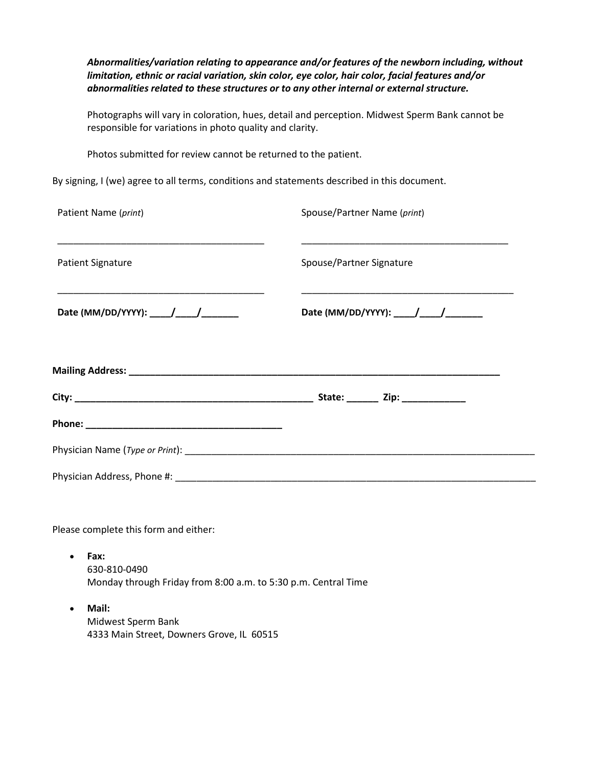***Abnormalities/variation relating to appearance and/or features of the newborn including, without limitation, ethnic or racial variation, skin color, eye color, hair color, facial features and/or abnormalities related to these structures or to any other internal or external structure.***

Photographs will vary in coloration, hues, detail and perception. Midwest Sperm Bank cannot be responsible for variations in photo quality and clarity.

Photos submitted for review cannot be returned to the patient.

By signing, I (we) agree to all terms, conditions and statements described in this document.

| | |
|---|---|
| Patient Name (*print*) | Spouse/Partner Name (*print*) |
| ________________________________________ | ________________________________________ |
| Patient Signature | Spouse/Partner Signature |
| ________________________________________ | ________________________________________ |
| **Date (MM/DD/YYYY): ____/____/_______** | **Date (MM/DD/YYYY): ____/____/_______** |

**Mailing Address: ___________________________________________________________________________**

**City: ______________________________________________ State: ______ Zip: ____________**

**Phone: _____________________________________**

Physician Name (*Type or Print*): ______________________________________________________________________

Physician Address, Phone #: _________________________________________________________________________

Please complete this form and either:

- **Fax:**
  630-810-0490
  Monday through Friday from 8:00 a.m. to 5:30 p.m. Central Time
- **Mail:**
  Midwest Sperm Bank
  4333 Main Street, Downers Grove, IL 60515